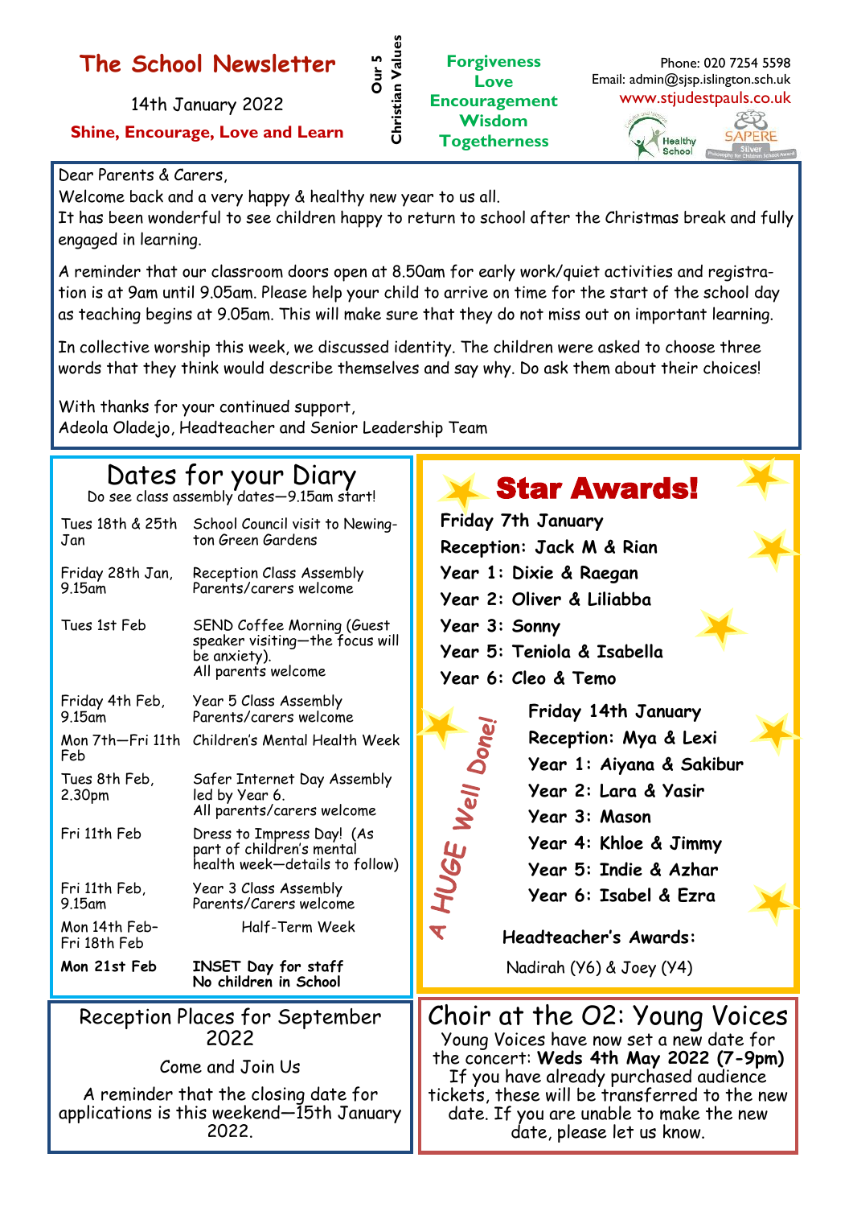# The School Newsletter

14th January 2022

**Shine, Encourage, Love and Learn**

**Our 5 Christian Values**

**Forgiveness**
**Love**
**Encouragement**
**Wisdom**
**Togetherness**

Phone: 020 7254 5598
Email: admin@sjsp.islington.sch.uk
www.stjudestpauls.co.uk

Healthy School

SAPERE Silver — Philosophy for Children School Award

Dear Parents & Carers,

Welcome back and a very happy & healthy new year to us all.

It has been wonderful to see children happy to return to school after the Christmas break and fully engaged in learning.

A reminder that our classroom doors open at 8.50am for early work/quiet activities and registration is at 9am until 9.05am. Please help your child to arrive on time for the start of the school day as teaching begins at 9.05am. This will make sure that they do not miss out on important learning.

In collective worship this week, we discussed identity. The children were asked to choose three words that they think would describe themselves and say why. Do ask them about their choices!

With thanks for your continued support,
Adeola Oladejo, Headteacher and Senior Leadership Team

## Dates for your Diary

Do see class assembly dates—9.15am start!

| Date | Event |
|---|---|
| Tues 18th & 25th Jan | School Council visit to Newington Green Gardens |
| Friday 28th Jan, 9.15am | Reception Class Assembly Parents/carers welcome |
| Tues 1st Feb | SEND Coffee Morning (Guest speaker visiting—the focus will be anxiety). All parents welcome |
| Friday 4th Feb, 9.15am | Year 5 Class Assembly Parents/carers welcome |
| Mon 7th—Fri 11th Feb | Children's Mental Health Week |
| Tues 8th Feb, 2.30pm | Safer Internet Day Assembly led by Year 6. All parents/carers welcome |
| Fri 11th Feb | Dress to Impress Day! (As part of children's mental health week—details to follow) |
| Fri 11th Feb, 9.15am | Year 3 Class Assembly Parents/Carers welcome |
| Mon 14th Feb–Fri 18th Feb | Half-Term Week |
| **Mon 21st Feb** | **INSET Day for staff No children in School** |

## Star Awards!

**Friday 7th January**

**Reception: Jack M & Rian**
**Year 1: Dixie & Raegan**
**Year 2: Oliver & Liliabba**
**Year 3: Sonny**
**Year 5: Teniola & Isabella**
**Year 6: Cleo & Temo**

*A HUGE Well Done!*

**Friday 14th January**

**Reception: Mya & Lexi**
**Year 1: Aiyana & Sakibur**
**Year 2: Lara & Yasir**
**Year 3: Mason**
**Year 4: Khloe & Jimmy**
**Year 5: Indie & Azhar**
**Year 6: Isabel & Ezra**

**Headteacher's Awards:**

Nadirah (Y6) & Joey (Y4)

## Reception Places for September 2022

Come and Join Us

A reminder that the closing date for applications is this weekend—15th January 2022.

## Choir at the O2: Young Voices

Young Voices have now set a new date for the concert: **Weds 4th May 2022 (7-9pm)**
If you have already purchased audience tickets, these will be transferred to the new date. If you are unable to make the new date, please let us know.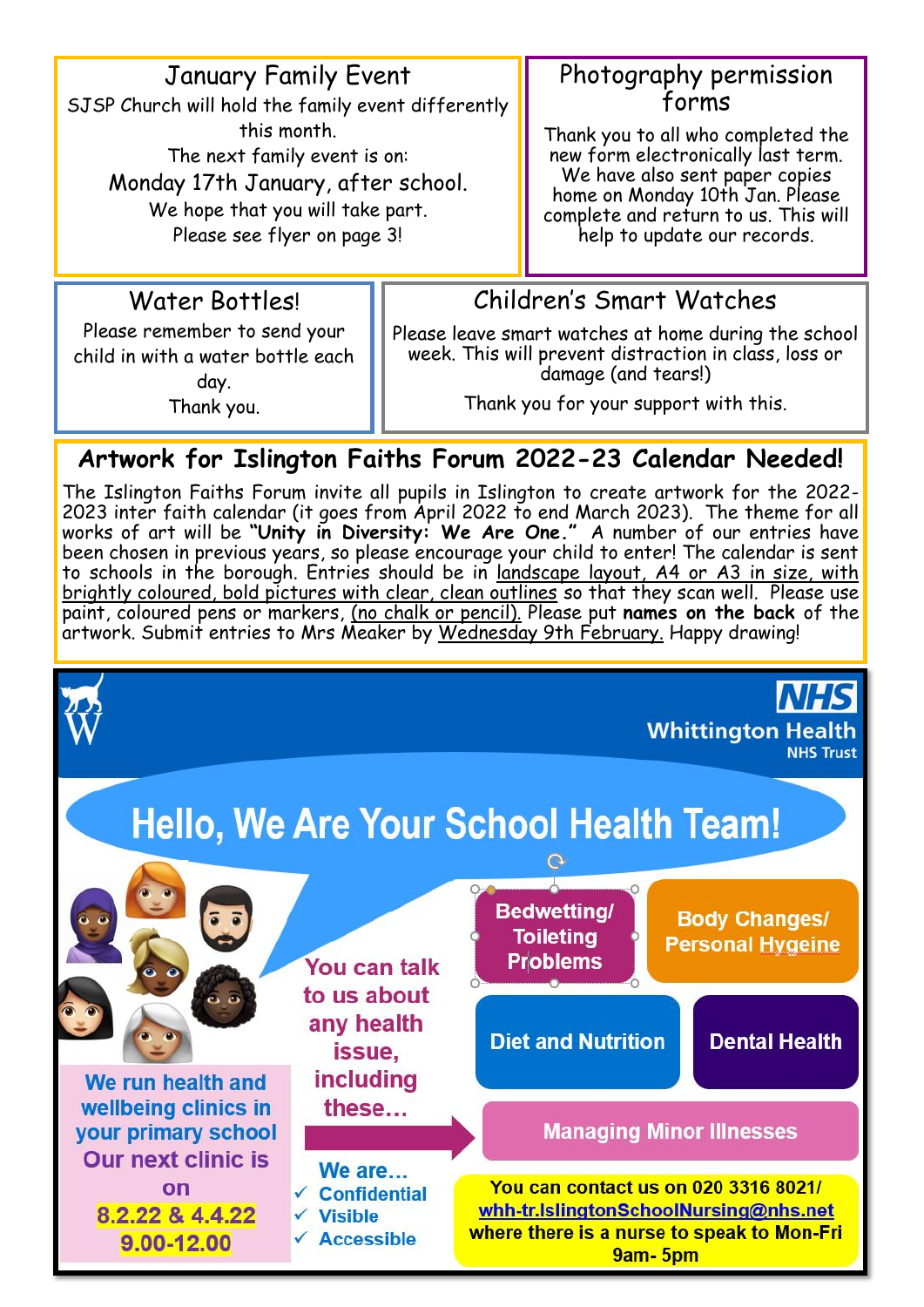## January Family Event

SJSP Church will hold the family event differently this month.

The next family event is on:

Monday 17th January, after school.

We hope that you will take part.

Please see flyer on page 3!

## Photography permission forms

Thank you to all who completed the new form electronically last term. We have also sent paper copies home on Monday 10th Jan. Please complete and return to us. This will help to update our records.

## Water Bottles!

Please remember to send your child in with a water bottle each day.

Thank you.

## Children's Smart Watches

Please leave smart watches at home during the school week. This will prevent distraction in class, loss or damage (and tears!)

Thank you for your support with this.

## Artwork for Islington Faiths Forum 2022-23 Calendar Needed!

The Islington Faiths Forum invite all pupils in Islington to create artwork for the 2022-2023 inter faith calendar (it goes from April 2022 to end March 2023). The theme for all works of art will be **"Unity in Diversity: We Are One."** A number of our entries have been chosen in previous years, so please encourage your child to enter! The calendar is sent to schools in the borough. Entries should be in landscape layout, A4 or A3 in size, with brightly coloured, bold pictures with clear, clean outlines so that they scan well. Please use paint, coloured pens or markers, (no chalk or pencil). Please put **names on the back** of the artwork. Submit entries to Mrs Meaker by Wednesday 9th February. Happy drawing!

---

**NHS Whittington Health NHS Trust**

# Hello, We Are Your School Health Team!

You can talk to us about any health issue, including these…

- Bedwetting/ Toileting Problems
- Body Changes/ Personal Hygeine
- Diet and Nutrition
- Dental Health
- Managing Minor Illnesses

We run health and wellbeing clinics in your primary school

Our next clinic is on **8.2.22 & 4.4.22 9.00-12.00**

We are…

- ✓ Confidential
- ✓ Visible
- ✓ Accessible

You can contact us on 020 3316 8021/ whh-tr.IslingtonSchoolNursing@nhs.net where there is a nurse to speak to Mon-Fri 9am- 5pm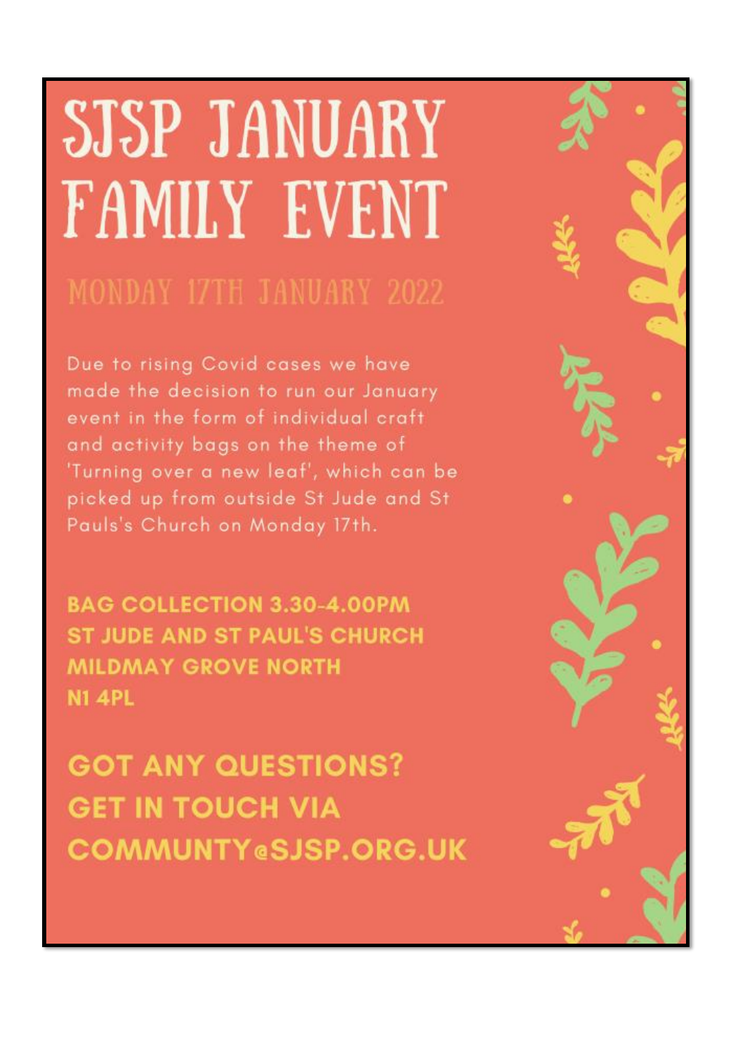# SJSP JANUARY FAMILY EVENT

## MONDAY 17TH JANUARY 2022

Due to rising Covid cases we have made the decision to run our January event in the form of individual craft and activity bags on the theme of 'Turning over a new leaf', which can be picked up from outside St Jude and St Pauls's Church on Monday 17th.

**BAG COLLECTION 3.30-4.00PM**
**ST JUDE AND ST PAUL'S CHURCH**
**MILDMAY GROVE NORTH**
**N1 4PL**

**GOT ANY QUESTIONS?**
**GET IN TOUCH VIA**
**COMMUNTY@SJSP.ORG.UK**